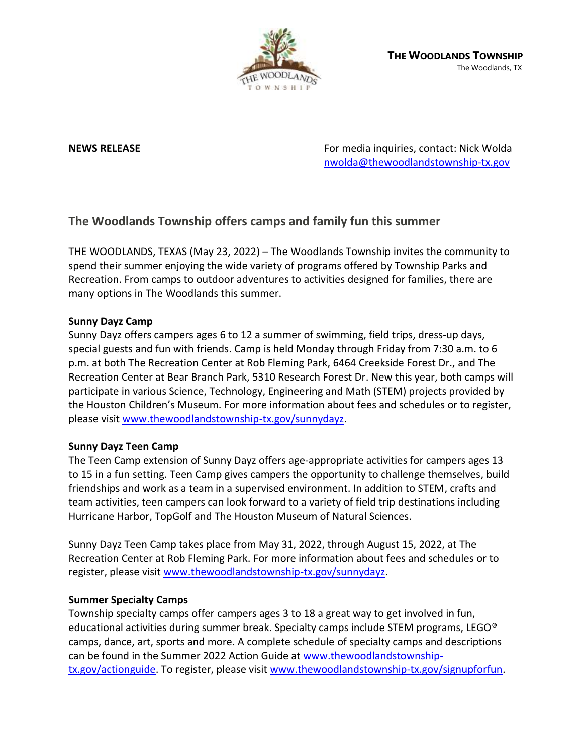**THE WOODLANDS TOWNSHIP**
The Woodlands, TX

**NEWS RELEASE**

For media inquiries, contact: Nick Wolda
nwolda@thewoodlandstownship-tx.gov

## The Woodlands Township offers camps and family fun this summer

THE WOODLANDS, TEXAS (May 23, 2022) – The Woodlands Township invites the community to spend their summer enjoying the wide variety of programs offered by Township Parks and Recreation. From camps to outdoor adventures to activities designed for families, there are many options in The Woodlands this summer.

**Sunny Dayz Camp**
Sunny Dayz offers campers ages 6 to 12 a summer of swimming, field trips, dress-up days, special guests and fun with friends. Camp is held Monday through Friday from 7:30 a.m. to 6 p.m. at both The Recreation Center at Rob Fleming Park, 6464 Creekside Forest Dr., and The Recreation Center at Bear Branch Park, 5310 Research Forest Dr. New this year, both camps will participate in various Science, Technology, Engineering and Math (STEM) projects provided by the Houston Children's Museum. For more information about fees and schedules or to register, please visit www.thewoodlandstownship-tx.gov/sunnydayz.

**Sunny Dayz Teen Camp**
The Teen Camp extension of Sunny Dayz offers age-appropriate activities for campers ages 13 to 15 in a fun setting. Teen Camp gives campers the opportunity to challenge themselves, build friendships and work as a team in a supervised environment. In addition to STEM, crafts and team activities, teen campers can look forward to a variety of field trip destinations including Hurricane Harbor, TopGolf and The Houston Museum of Natural Sciences.

Sunny Dayz Teen Camp takes place from May 31, 2022, through August 15, 2022, at The Recreation Center at Rob Fleming Park. For more information about fees and schedules or to register, please visit www.thewoodlandstownship-tx.gov/sunnydayz.

**Summer Specialty Camps**
Township specialty camps offer campers ages 3 to 18 a great way to get involved in fun, educational activities during summer break. Specialty camps include STEM programs, LEGO® camps, dance, art, sports and more. A complete schedule of specialty camps and descriptions can be found in the Summer 2022 Action Guide at www.thewoodlandstownship-tx.gov/actionguide. To register, please visit www.thewoodlandstownship-tx.gov/signupforfun.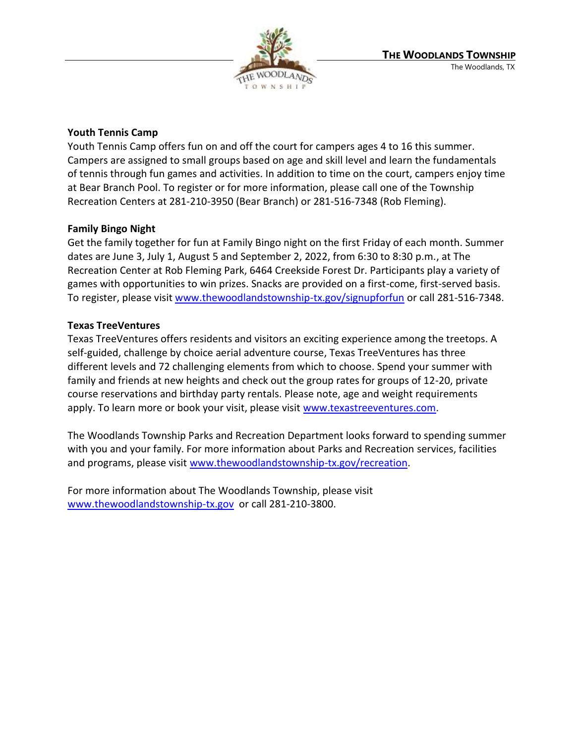### Youth Tennis Camp

Youth Tennis Camp offers fun on and off the court for campers ages 4 to 16 this summer. Campers are assigned to small groups based on age and skill level and learn the fundamentals of tennis through fun games and activities. In addition to time on the court, campers enjoy time at Bear Branch Pool. To register or for more information, please call one of the Township Recreation Centers at 281-210-3950 (Bear Branch) or 281-516-7348 (Rob Fleming).

### Family Bingo Night

Get the family together for fun at Family Bingo night on the first Friday of each month. Summer dates are June 3, July 1, August 5 and September 2, 2022, from 6:30 to 8:30 p.m., at The Recreation Center at Rob Fleming Park, 6464 Creekside Forest Dr. Participants play a variety of games with opportunities to win prizes. Snacks are provided on a first-come, first-served basis. To register, please visit www.thewoodlandstownship-tx.gov/signupforfun or call 281-516-7348.

### Texas TreeVentures

Texas TreeVentures offers residents and visitors an exciting experience among the treetops. A self-guided, challenge by choice aerial adventure course, Texas TreeVentures has three different levels and 72 challenging elements from which to choose. Spend your summer with family and friends at new heights and check out the group rates for groups of 12-20, private course reservations and birthday party rentals. Please note, age and weight requirements apply. To learn more or book your visit, please visit www.texastreeventures.com.

The Woodlands Township Parks and Recreation Department looks forward to spending summer with you and your family. For more information about Parks and Recreation services, facilities and programs, please visit www.thewoodlandstownship-tx.gov/recreation.

For more information about The Woodlands Township, please visit www.thewoodlandstownship-tx.gov or call 281-210-3800.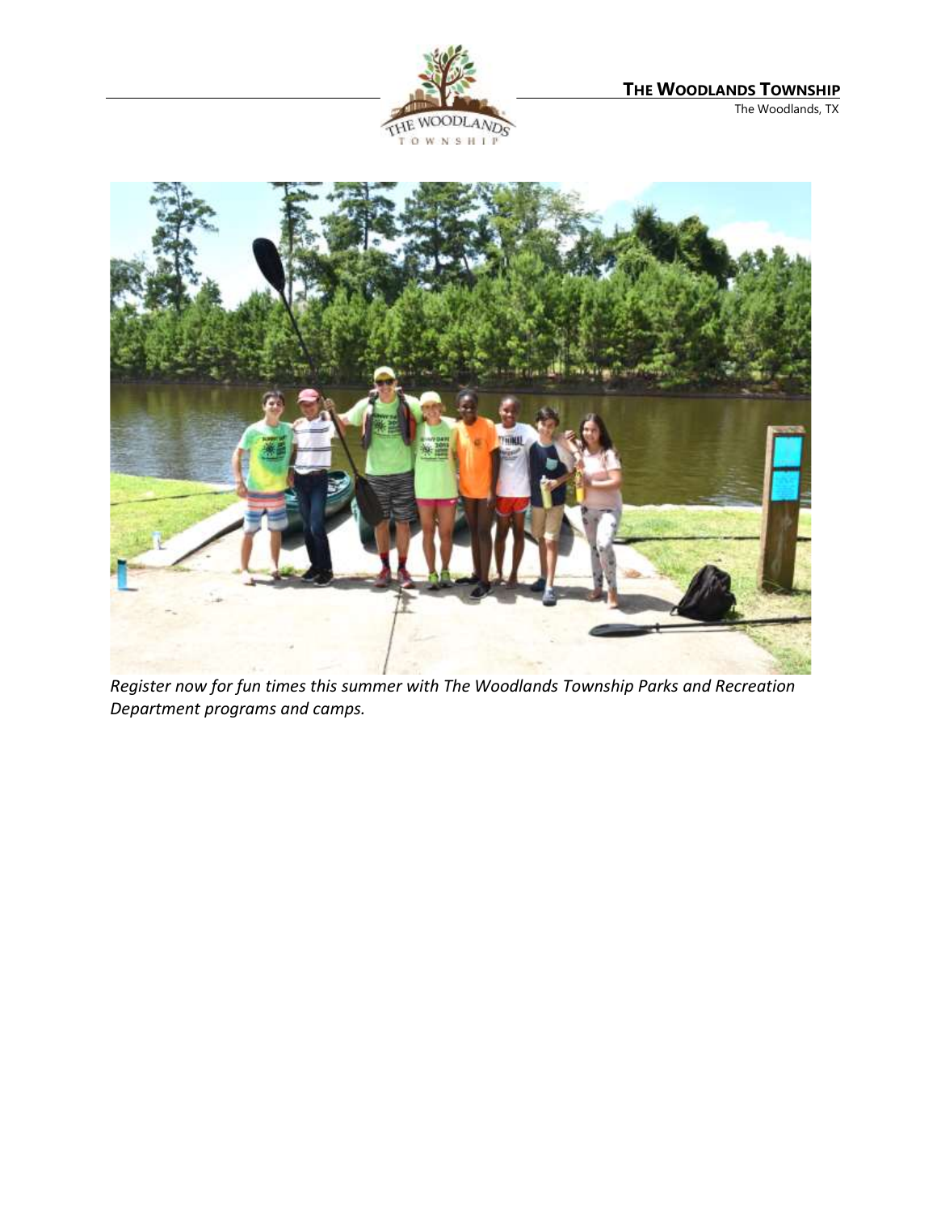*Register now for fun times this summer with The Woodlands Township Parks and Recreation Department programs and camps.*